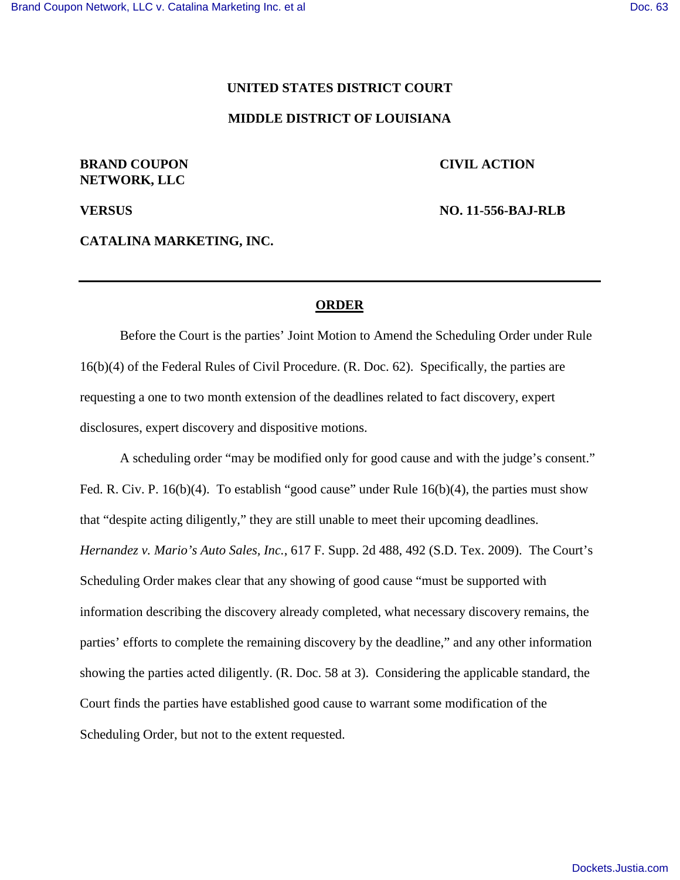**UNITED STATES DISTRICT COURT**

**MIDDLE DISTRICT OF LOUISIANA**

| | |
|---|---|
| **BRAND COUPON NETWORK, LLC** | **CIVIL ACTION** |
| **VERSUS** | **NO. 11-556-BAJ-RLB** |
| **CATALINA MARKETING, INC.** | |

---

**ORDER**

Before the Court is the parties' Joint Motion to Amend the Scheduling Order under Rule 16(b)(4) of the Federal Rules of Civil Procedure. (R. Doc. 62). Specifically, the parties are requesting a one to two month extension of the deadlines related to fact discovery, expert disclosures, expert discovery and dispositive motions.

A scheduling order "may be modified only for good cause and with the judge's consent." Fed. R. Civ. P. 16(b)(4). To establish "good cause" under Rule 16(b)(4), the parties must show that "despite acting diligently," they are still unable to meet their upcoming deadlines. *Hernandez v. Mario's Auto Sales, Inc.*, 617 F. Supp. 2d 488, 492 (S.D. Tex. 2009). The Court's Scheduling Order makes clear that any showing of good cause "must be supported with information describing the discovery already completed, what necessary discovery remains, the parties' efforts to complete the remaining discovery by the deadline," and any other information showing the parties acted diligently. (R. Doc. 58 at 3). Considering the applicable standard, the Court finds the parties have established good cause to warrant some modification of the Scheduling Order, but not to the extent requested.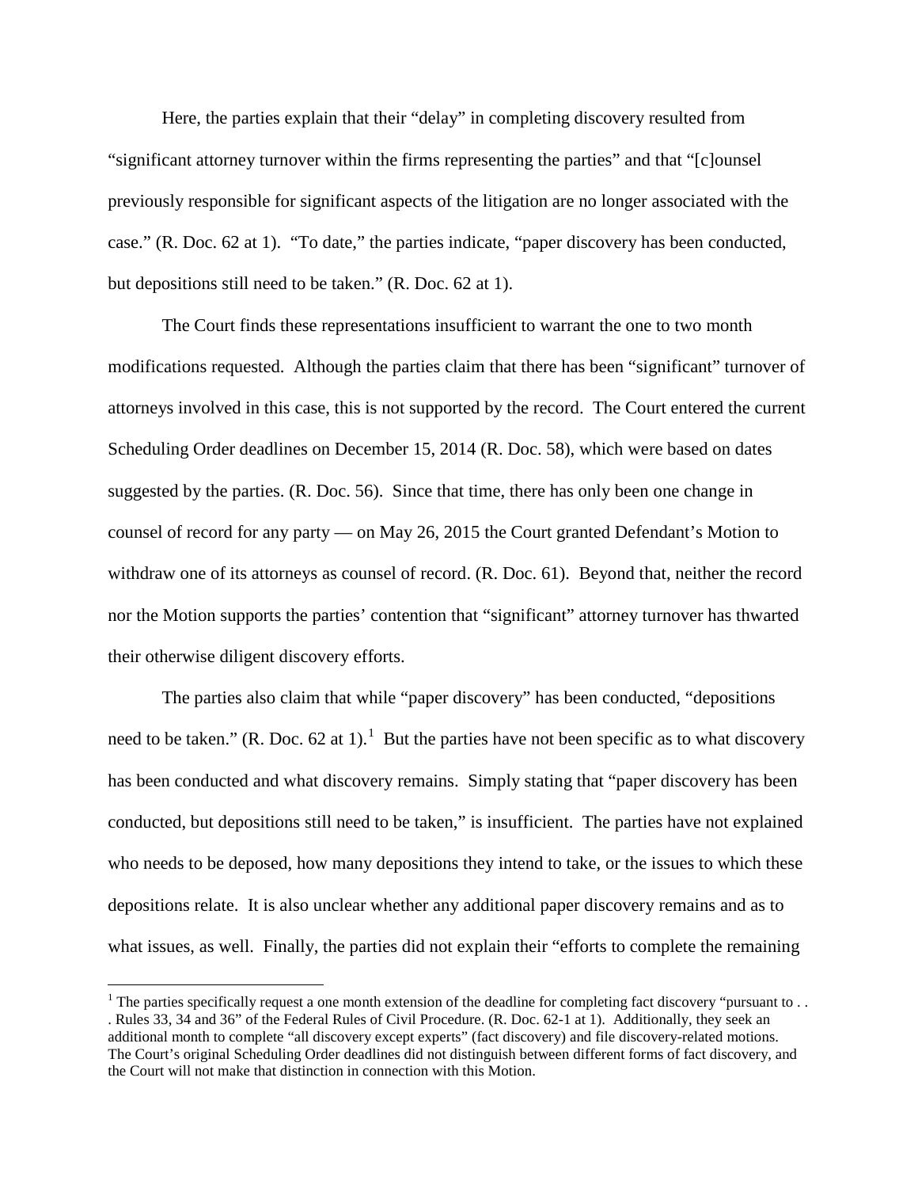Here, the parties explain that their "delay" in completing discovery resulted from "significant attorney turnover within the firms representing the parties" and that "[c]ounsel previously responsible for significant aspects of the litigation are no longer associated with the case." (R. Doc. 62 at 1). "To date," the parties indicate, "paper discovery has been conducted, but depositions still need to be taken." (R. Doc. 62 at 1).

The Court finds these representations insufficient to warrant the one to two month modifications requested. Although the parties claim that there has been "significant" turnover of attorneys involved in this case, this is not supported by the record. The Court entered the current Scheduling Order deadlines on December 15, 2014 (R. Doc. 58), which were based on dates suggested by the parties. (R. Doc. 56). Since that time, there has only been one change in counsel of record for any party — on May 26, 2015 the Court granted Defendant's Motion to withdraw one of its attorneys as counsel of record. (R. Doc. 61). Beyond that, neither the record nor the Motion supports the parties' contention that "significant" attorney turnover has thwarted their otherwise diligent discovery efforts.

The parties also claim that while "paper discovery" has been conducted, "depositions need to be taken." (R. Doc. 62 at 1).[1] But the parties have not been specific as to what discovery has been conducted and what discovery remains. Simply stating that "paper discovery has been conducted, but depositions still need to be taken," is insufficient. The parties have not explained who needs to be deposed, how many depositions they intend to take, or the issues to which these depositions relate. It is also unclear whether any additional paper discovery remains and as to what issues, as well. Finally, the parties did not explain their "efforts to complete the remaining

[1] The parties specifically request a one month extension of the deadline for completing fact discovery "pursuant to . . . Rules 33, 34 and 36" of the Federal Rules of Civil Procedure. (R. Doc. 62-1 at 1). Additionally, they seek an additional month to complete "all discovery except experts" (fact discovery) and file discovery-related motions. The Court's original Scheduling Order deadlines did not distinguish between different forms of fact discovery, and the Court will not make that distinction in connection with this Motion.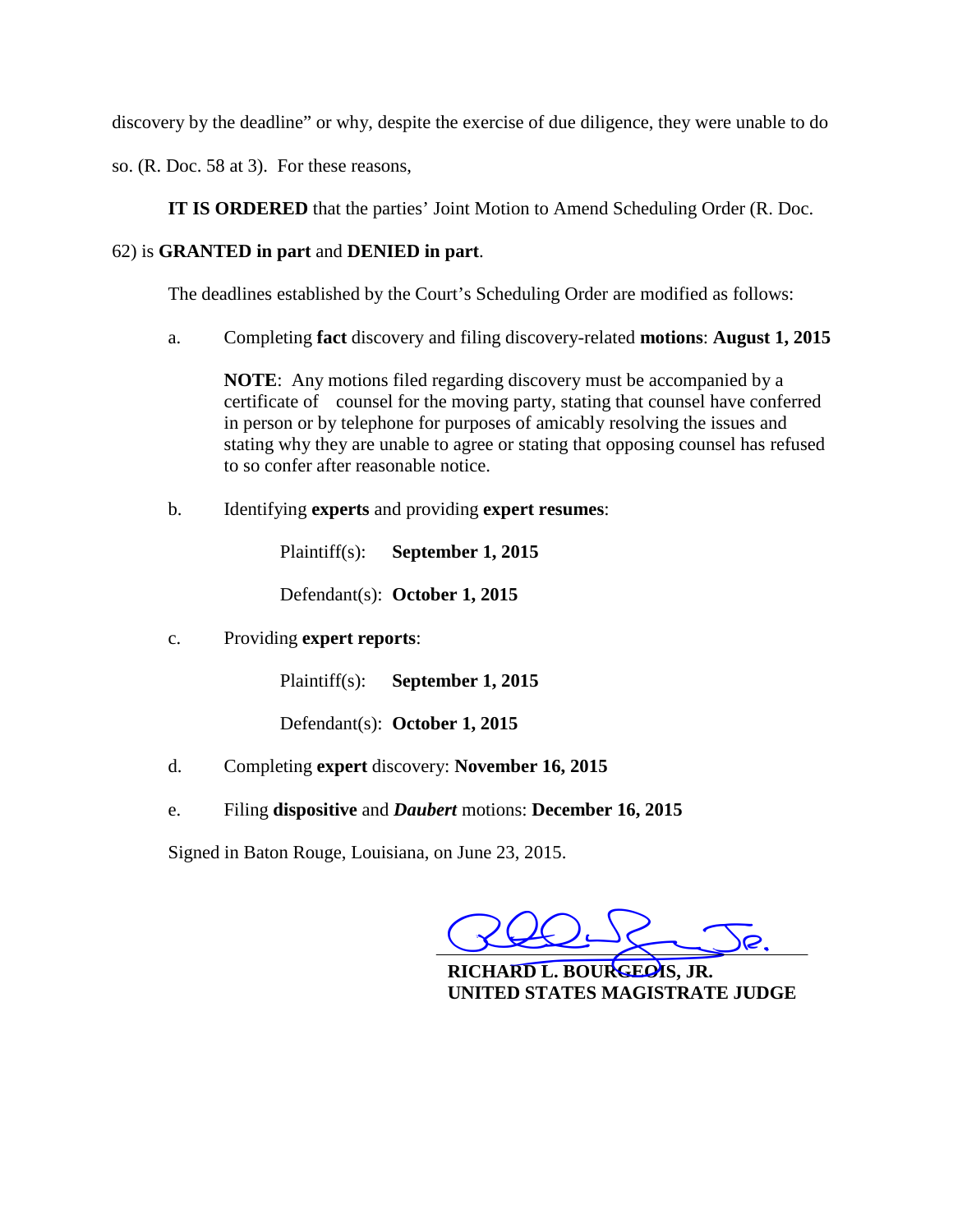discovery by the deadline" or why, despite the exercise of due diligence, they were unable to do so. (R. Doc. 58 at 3). For these reasons,

**IT IS ORDERED** that the parties' Joint Motion to Amend Scheduling Order (R. Doc. 62) is **GRANTED in part** and **DENIED in part**.

The deadlines established by the Court's Scheduling Order are modified as follows:

a. Completing **fact** discovery and filing discovery-related **motions**: **August 1, 2015**

**NOTE**: Any motions filed regarding discovery must be accompanied by a certificate of counsel for the moving party, stating that counsel have conferred in person or by telephone for purposes of amicably resolving the issues and stating why they are unable to agree or stating that opposing counsel has refused to so confer after reasonable notice.

b. Identifying **experts** and providing **expert resumes**:

Plaintiff(s): **September 1, 2015**

Defendant(s): **October 1, 2015**

c. Providing **expert reports**:

Plaintiff(s): **September 1, 2015**

Defendant(s): **October 1, 2015**

d. Completing **expert** discovery: **November 16, 2015**

e. Filing **dispositive** and ***Daubert*** motions: **December 16, 2015**

Signed in Baton Rouge, Louisiana, on June 23, 2015.

**RICHARD L. BOURGEOIS, JR.**
**UNITED STATES MAGISTRATE JUDGE**